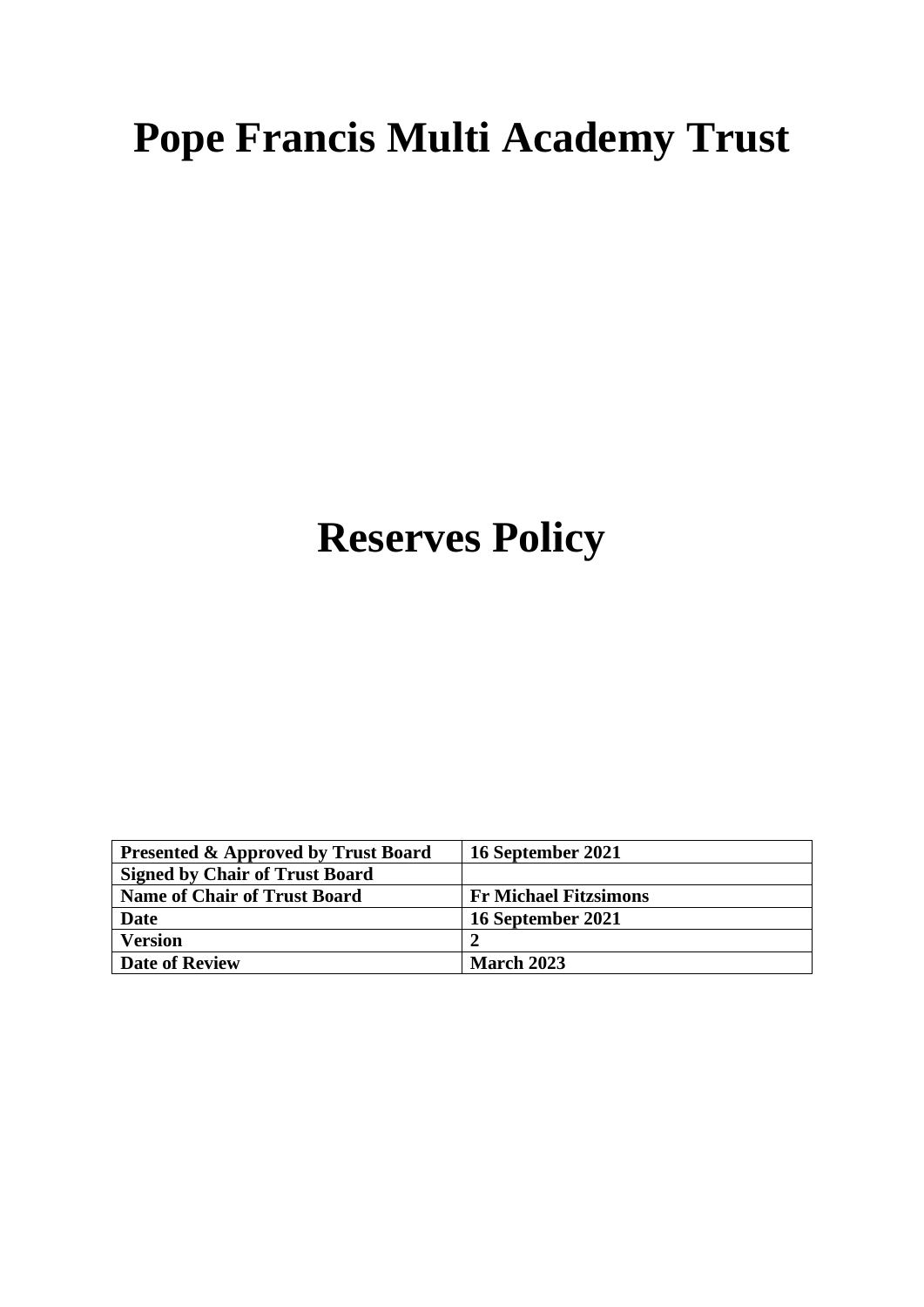# Pope Francis Multi Academy Trust

# Reserves Policy

| **Presented & Approved by Trust Board** | **16 September 2021** |
|---|---|
| **Signed by Chair of Trust Board** | |
| **Name of Chair of Trust Board** | **Fr Michael Fitzsimons** |
| **Date** | **16 September 2021** |
| **Version** | **2** |
| **Date of Review** | **March 2023** |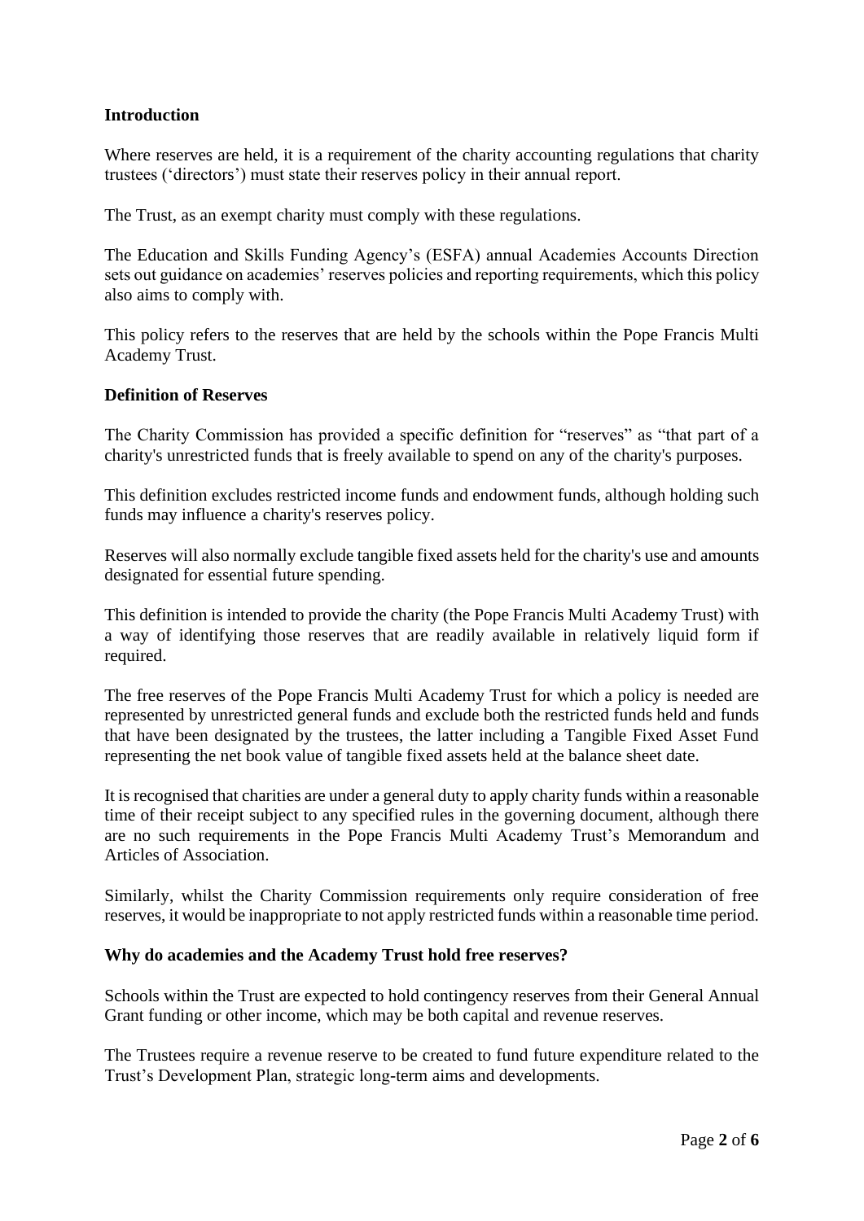## Introduction

Where reserves are held, it is a requirement of the charity accounting regulations that charity trustees ('directors') must state their reserves policy in their annual report.

The Trust, as an exempt charity must comply with these regulations.

The Education and Skills Funding Agency's (ESFA) annual Academies Accounts Direction sets out guidance on academies' reserves policies and reporting requirements, which this policy also aims to comply with.

This policy refers to the reserves that are held by the schools within the Pope Francis Multi Academy Trust.

## Definition of Reserves

The Charity Commission has provided a specific definition for "reserves" as "that part of a charity's unrestricted funds that is freely available to spend on any of the charity's purposes.

This definition excludes restricted income funds and endowment funds, although holding such funds may influence a charity's reserves policy.

Reserves will also normally exclude tangible fixed assets held for the charity's use and amounts designated for essential future spending.

This definition is intended to provide the charity (the Pope Francis Multi Academy Trust) with a way of identifying those reserves that are readily available in relatively liquid form if required.

The free reserves of the Pope Francis Multi Academy Trust for which a policy is needed are represented by unrestricted general funds and exclude both the restricted funds held and funds that have been designated by the trustees, the latter including a Tangible Fixed Asset Fund representing the net book value of tangible fixed assets held at the balance sheet date.

It is recognised that charities are under a general duty to apply charity funds within a reasonable time of their receipt subject to any specified rules in the governing document, although there are no such requirements in the Pope Francis Multi Academy Trust's Memorandum and Articles of Association.

Similarly, whilst the Charity Commission requirements only require consideration of free reserves, it would be inappropriate to not apply restricted funds within a reasonable time period.

## Why do academies and the Academy Trust hold free reserves?

Schools within the Trust are expected to hold contingency reserves from their General Annual Grant funding or other income, which may be both capital and revenue reserves.

The Trustees require a revenue reserve to be created to fund future expenditure related to the Trust's Development Plan, strategic long-term aims and developments.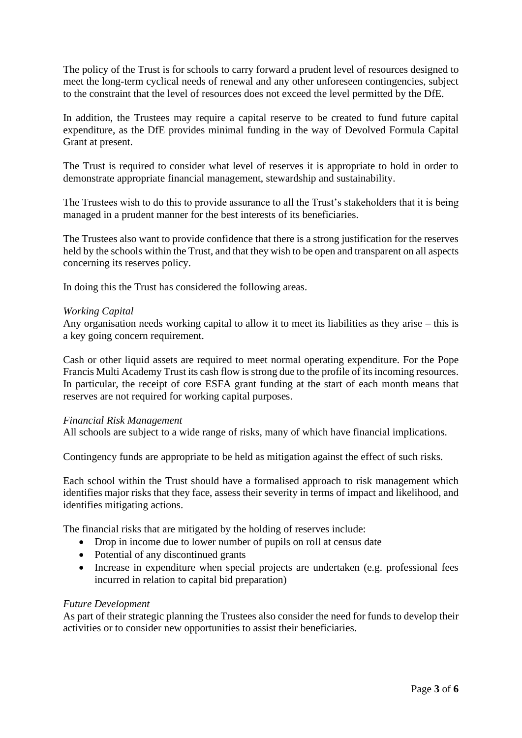The policy of the Trust is for schools to carry forward a prudent level of resources designed to meet the long-term cyclical needs of renewal and any other unforeseen contingencies, subject to the constraint that the level of resources does not exceed the level permitted by the DfE.

In addition, the Trustees may require a capital reserve to be created to fund future capital expenditure, as the DfE provides minimal funding in the way of Devolved Formula Capital Grant at present.

The Trust is required to consider what level of reserves it is appropriate to hold in order to demonstrate appropriate financial management, stewardship and sustainability.

The Trustees wish to do this to provide assurance to all the Trust's stakeholders that it is being managed in a prudent manner for the best interests of its beneficiaries.

The Trustees also want to provide confidence that there is a strong justification for the reserves held by the schools within the Trust, and that they wish to be open and transparent on all aspects concerning its reserves policy.

In doing this the Trust has considered the following areas.

*Working Capital*

Any organisation needs working capital to allow it to meet its liabilities as they arise – this is a key going concern requirement.

Cash or other liquid assets are required to meet normal operating expenditure. For the Pope Francis Multi Academy Trust its cash flow is strong due to the profile of its incoming resources. In particular, the receipt of core ESFA grant funding at the start of each month means that reserves are not required for working capital purposes.

*Financial Risk Management*

All schools are subject to a wide range of risks, many of which have financial implications.

Contingency funds are appropriate to be held as mitigation against the effect of such risks.

Each school within the Trust should have a formalised approach to risk management which identifies major risks that they face, assess their severity in terms of impact and likelihood, and identifies mitigating actions.

The financial risks that are mitigated by the holding of reserves include:

- Drop in income due to lower number of pupils on roll at census date
- Potential of any discontinued grants
- Increase in expenditure when special projects are undertaken (e.g. professional fees incurred in relation to capital bid preparation)

*Future Development*

As part of their strategic planning the Trustees also consider the need for funds to develop their activities or to consider new opportunities to assist their beneficiaries.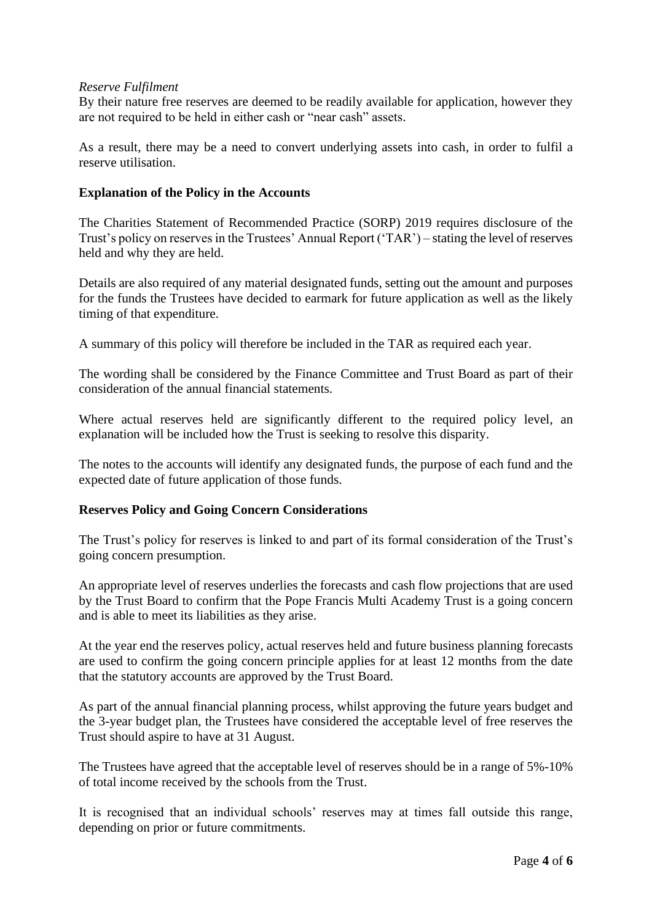*Reserve Fulfilment*

By their nature free reserves are deemed to be readily available for application, however they are not required to be held in either cash or "near cash" assets.

As a result, there may be a need to convert underlying assets into cash, in order to fulfil a reserve utilisation.

**Explanation of the Policy in the Accounts**

The Charities Statement of Recommended Practice (SORP) 2019 requires disclosure of the Trust's policy on reserves in the Trustees' Annual Report ('TAR') – stating the level of reserves held and why they are held.

Details are also required of any material designated funds, setting out the amount and purposes for the funds the Trustees have decided to earmark for future application as well as the likely timing of that expenditure.

A summary of this policy will therefore be included in the TAR as required each year.

The wording shall be considered by the Finance Committee and Trust Board as part of their consideration of the annual financial statements.

Where actual reserves held are significantly different to the required policy level, an explanation will be included how the Trust is seeking to resolve this disparity.

The notes to the accounts will identify any designated funds, the purpose of each fund and the expected date of future application of those funds.

**Reserves Policy and Going Concern Considerations**

The Trust's policy for reserves is linked to and part of its formal consideration of the Trust's going concern presumption.

An appropriate level of reserves underlies the forecasts and cash flow projections that are used by the Trust Board to confirm that the Pope Francis Multi Academy Trust is a going concern and is able to meet its liabilities as they arise.

At the year end the reserves policy, actual reserves held and future business planning forecasts are used to confirm the going concern principle applies for at least 12 months from the date that the statutory accounts are approved by the Trust Board.

As part of the annual financial planning process, whilst approving the future years budget and the 3-year budget plan, the Trustees have considered the acceptable level of free reserves the Trust should aspire to have at 31 August.

The Trustees have agreed that the acceptable level of reserves should be in a range of 5%-10% of total income received by the schools from the Trust.

It is recognised that an individual schools' reserves may at times fall outside this range, depending on prior or future commitments.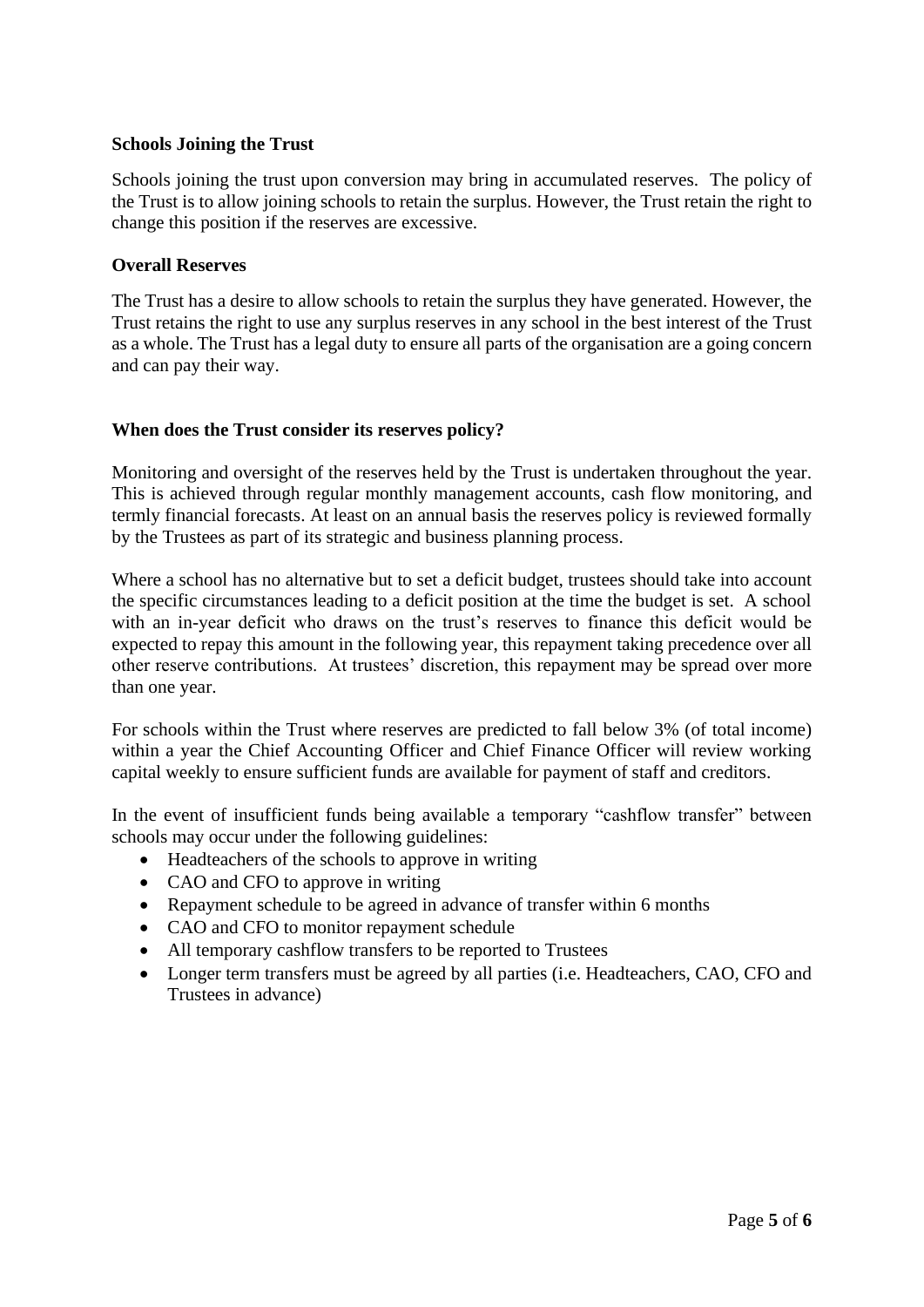**Schools Joining the Trust**

Schools joining the trust upon conversion may bring in accumulated reserves. The policy of the Trust is to allow joining schools to retain the surplus. However, the Trust retain the right to change this position if the reserves are excessive.

**Overall Reserves**

The Trust has a desire to allow schools to retain the surplus they have generated. However, the Trust retains the right to use any surplus reserves in any school in the best interest of the Trust as a whole. The Trust has a legal duty to ensure all parts of the organisation are a going concern and can pay their way.

**When does the Trust consider its reserves policy?**

Monitoring and oversight of the reserves held by the Trust is undertaken throughout the year. This is achieved through regular monthly management accounts, cash flow monitoring, and termly financial forecasts. At least on an annual basis the reserves policy is reviewed formally by the Trustees as part of its strategic and business planning process.

Where a school has no alternative but to set a deficit budget, trustees should take into account the specific circumstances leading to a deficit position at the time the budget is set. A school with an in-year deficit who draws on the trust's reserves to finance this deficit would be expected to repay this amount in the following year, this repayment taking precedence over all other reserve contributions. At trustees' discretion, this repayment may be spread over more than one year.

For schools within the Trust where reserves are predicted to fall below 3% (of total income) within a year the Chief Accounting Officer and Chief Finance Officer will review working capital weekly to ensure sufficient funds are available for payment of staff and creditors.

In the event of insufficient funds being available a temporary "cashflow transfer" between schools may occur under the following guidelines:

- Headteachers of the schools to approve in writing
- CAO and CFO to approve in writing
- Repayment schedule to be agreed in advance of transfer within 6 months
- CAO and CFO to monitor repayment schedule
- All temporary cashflow transfers to be reported to Trustees
- Longer term transfers must be agreed by all parties (i.e. Headteachers, CAO, CFO and Trustees in advance)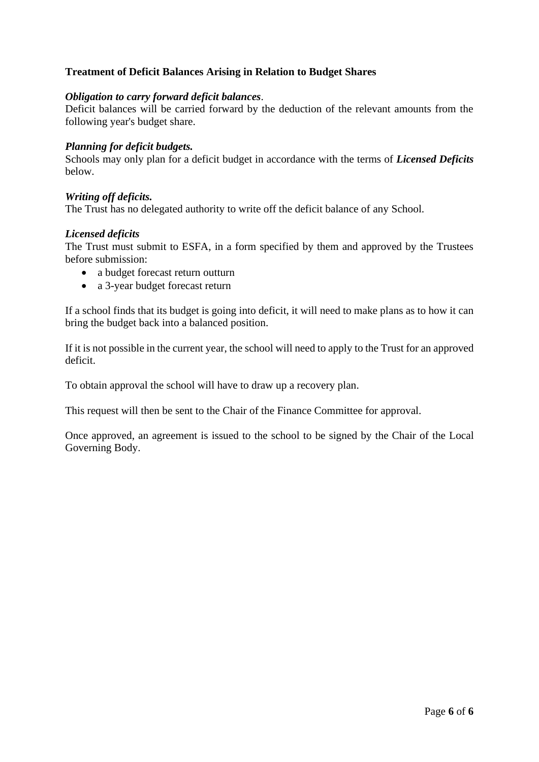**Treatment of Deficit Balances Arising in Relation to Budget Shares**

***Obligation to carry forward deficit balances***.
Deficit balances will be carried forward by the deduction of the relevant amounts from the following year's budget share.

***Planning for deficit budgets.***
Schools may only plan for a deficit budget in accordance with the terms of ***Licensed Deficits*** below.

***Writing off deficits.***
The Trust has no delegated authority to write off the deficit balance of any School.

***Licensed deficits***
The Trust must submit to ESFA, in a form specified by them and approved by the Trustees before submission:

- a budget forecast return outturn
- a 3-year budget forecast return

If a school finds that its budget is going into deficit, it will need to make plans as to how it can bring the budget back into a balanced position.

If it is not possible in the current year, the school will need to apply to the Trust for an approved deficit.

To obtain approval the school will have to draw up a recovery plan.

This request will then be sent to the Chair of the Finance Committee for approval.

Once approved, an agreement is issued to the school to be signed by the Chair of the Local Governing Body.